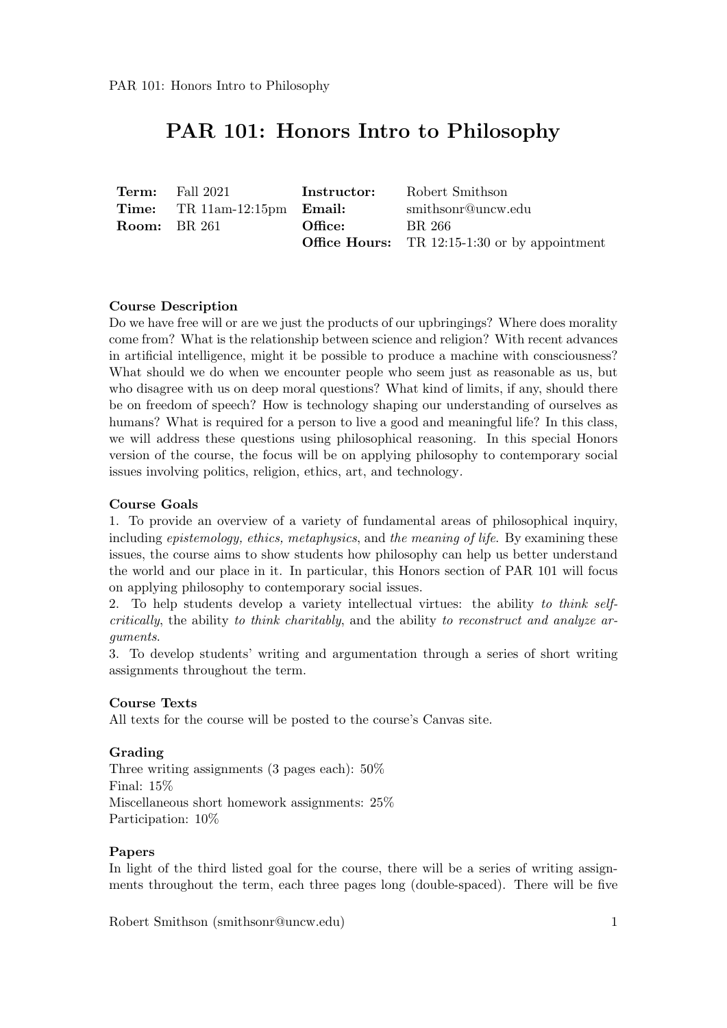# PAR 101: Honors Intro to Philosophy

| | | | |
|---|---|---|---|
| **Term:** | Fall 2021 | **Instructor:** | Robert Smithson |
| **Time:** | TR 11am-12:15pm | **Email:** | smithsonr@uncw.edu |
| **Room:** | BR 261 | **Office:** | BR 266 |
| | | **Office Hours:** | TR 12:15-1:30 or by appointment |

**Course Description**

Do we have free will or are we just the products of our upbringings? Where does morality come from? What is the relationship between science and religion? With recent advances in artificial intelligence, might it be possible to produce a machine with consciousness? What should we do when we encounter people who seem just as reasonable as us, but who disagree with us on deep moral questions? What kind of limits, if any, should there be on freedom of speech? How is technology shaping our understanding of ourselves as humans? What is required for a person to live a good and meaningful life? In this class, we will address these questions using philosophical reasoning. In this special Honors version of the course, the focus will be on applying philosophy to contemporary social issues involving politics, religion, ethics, art, and technology.

**Course Goals**

1. To provide an overview of a variety of fundamental areas of philosophical inquiry, including *epistemology, ethics, metaphysics*, and *the meaning of life*. By examining these issues, the course aims to show students how philosophy can help us better understand the world and our place in it. In particular, this Honors section of PAR 101 will focus on applying philosophy to contemporary social issues.

2. To help students develop a variety intellectual virtues: the ability *to think self-critically*, the ability *to think charitably*, and the ability *to reconstruct and analyze arguments*.

3. To develop students' writing and argumentation through a series of short writing assignments throughout the term.

**Course Texts**

All texts for the course will be posted to the course's Canvas site.

**Grading**

Three writing assignments (3 pages each): 50%
Final: 15%
Miscellaneous short homework assignments: 25%
Participation: 10%

**Papers**

In light of the third listed goal for the course, there will be a series of writing assignments throughout the term, each three pages long (double-spaced). There will be five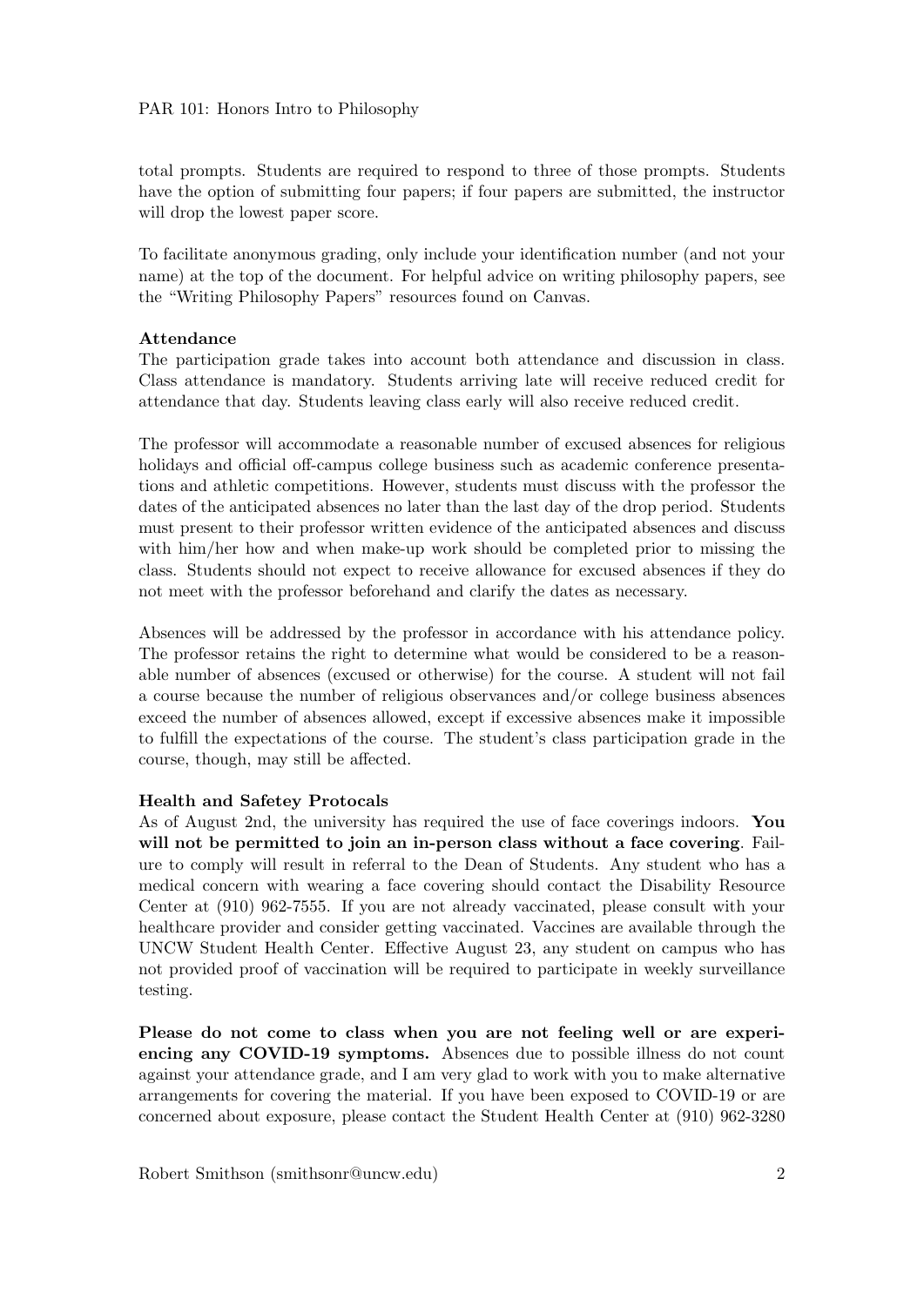total prompts. Students are required to respond to three of those prompts. Students have the option of submitting four papers; if four papers are submitted, the instructor will drop the lowest paper score.

To facilitate anonymous grading, only include your identification number (and not your name) at the top of the document. For helpful advice on writing philosophy papers, see the "Writing Philosophy Papers" resources found on Canvas.

**Attendance**

The participation grade takes into account both attendance and discussion in class. Class attendance is mandatory. Students arriving late will receive reduced credit for attendance that day. Students leaving class early will also receive reduced credit.

The professor will accommodate a reasonable number of excused absences for religious holidays and official off-campus college business such as academic conference presentations and athletic competitions. However, students must discuss with the professor the dates of the anticipated absences no later than the last day of the drop period. Students must present to their professor written evidence of the anticipated absences and discuss with him/her how and when make-up work should be completed prior to missing the class. Students should not expect to receive allowance for excused absences if they do not meet with the professor beforehand and clarify the dates as necessary.

Absences will be addressed by the professor in accordance with his attendance policy. The professor retains the right to determine what would be considered to be a reasonable number of absences (excused or otherwise) for the course. A student will not fail a course because the number of religious observances and/or college business absences exceed the number of absences allowed, except if excessive absences make it impossible to fulfill the expectations of the course. The student's class participation grade in the course, though, may still be affected.

**Health and Safetey Protocals**

As of August 2nd, the university has required the use of face coverings indoors. **You will not be permitted to join an in-person class without a face covering**. Failure to comply will result in referral to the Dean of Students. Any student who has a medical concern with wearing a face covering should contact the Disability Resource Center at (910) 962-7555. If you are not already vaccinated, please consult with your healthcare provider and consider getting vaccinated. Vaccines are available through the UNCW Student Health Center. Effective August 23, any student on campus who has not provided proof of vaccination will be required to participate in weekly surveillance testing.

**Please do not come to class when you are not feeling well or are experiencing any COVID-19 symptoms.** Absences due to possible illness do not count against your attendance grade, and I am very glad to work with you to make alternative arrangements for covering the material. If you have been exposed to COVID-19 or are concerned about exposure, please contact the Student Health Center at (910) 962-3280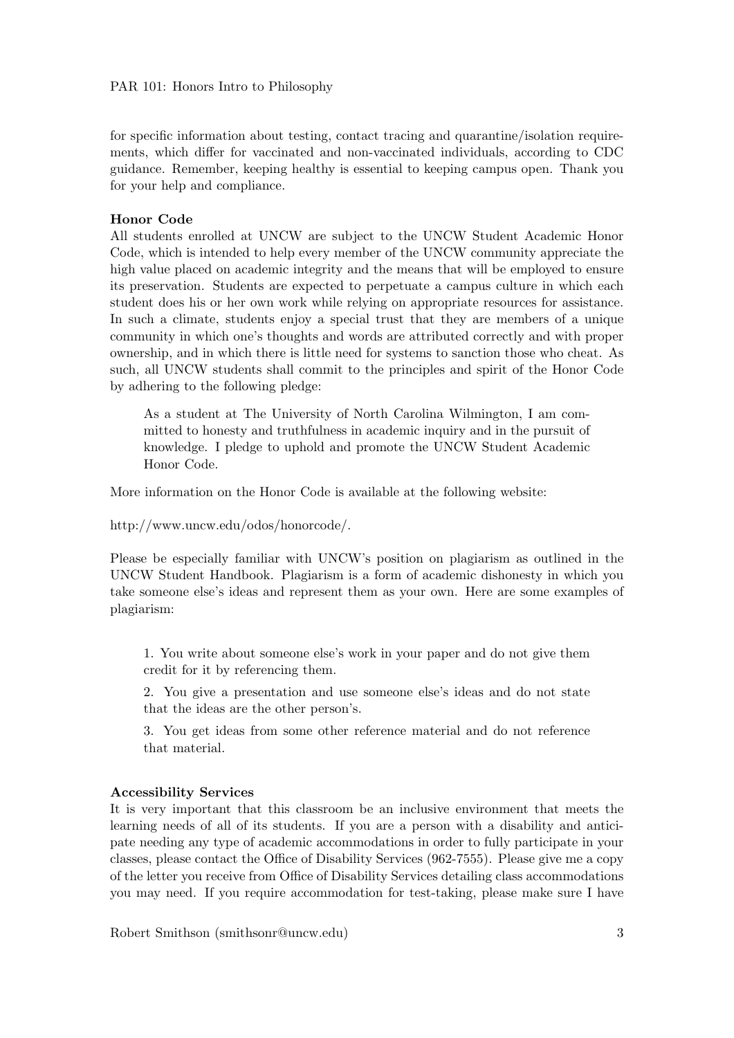for specific information about testing, contact tracing and quarantine/isolation requirements, which differ for vaccinated and non-vaccinated individuals, according to CDC guidance. Remember, keeping healthy is essential to keeping campus open. Thank you for your help and compliance.

**Honor Code**

All students enrolled at UNCW are subject to the UNCW Student Academic Honor Code, which is intended to help every member of the UNCW community appreciate the high value placed on academic integrity and the means that will be employed to ensure its preservation. Students are expected to perpetuate a campus culture in which each student does his or her own work while relying on appropriate resources for assistance. In such a climate, students enjoy a special trust that they are members of a unique community in which one's thoughts and words are attributed correctly and with proper ownership, and in which there is little need for systems to sanction those who cheat. As such, all UNCW students shall commit to the principles and spirit of the Honor Code by adhering to the following pledge:

> As a student at The University of North Carolina Wilmington, I am committed to honesty and truthfulness in academic inquiry and in the pursuit of knowledge. I pledge to uphold and promote the UNCW Student Academic Honor Code.

More information on the Honor Code is available at the following website:

http://www.uncw.edu/odos/honorcode/.

Please be especially familiar with UNCW's position on plagiarism as outlined in the UNCW Student Handbook. Plagiarism is a form of academic dishonesty in which you take someone else's ideas and represent them as your own. Here are some examples of plagiarism:

1. You write about someone else's work in your paper and do not give them credit for it by referencing them.
2. You give a presentation and use someone else's ideas and do not state that the ideas are the other person's.
3. You get ideas from some other reference material and do not reference that material.

**Accessibility Services**

It is very important that this classroom be an inclusive environment that meets the learning needs of all of its students. If you are a person with a disability and anticipate needing any type of academic accommodations in order to fully participate in your classes, please contact the Office of Disability Services (962-7555). Please give me a copy of the letter you receive from Office of Disability Services detailing class accommodations you may need. If you require accommodation for test-taking, please make sure I have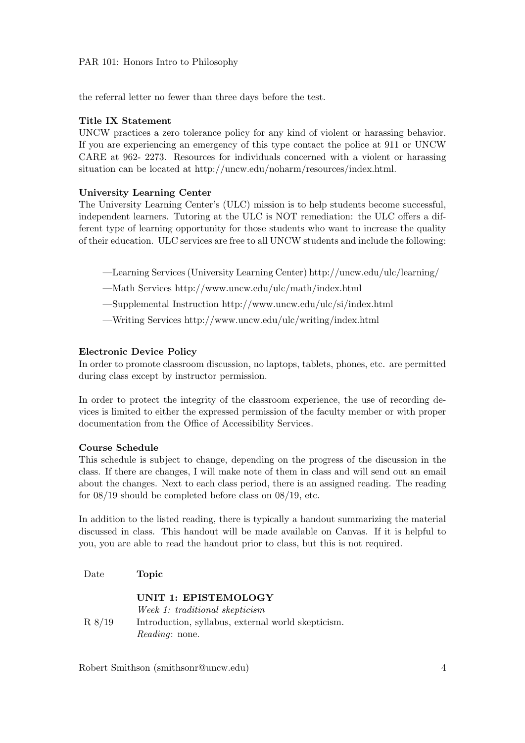the referral letter no fewer than three days before the test.

**Title IX Statement**

UNCW practices a zero tolerance policy for any kind of violent or harassing behavior. If you are experiencing an emergency of this type contact the police at 911 or UNCW CARE at 962- 2273. Resources for individuals concerned with a violent or harassing situation can be located at http://uncw.edu/noharm/resources/index.html.

**University Learning Center**

The University Learning Center's (ULC) mission is to help students become successful, independent learners. Tutoring at the ULC is NOT remediation: the ULC offers a different type of learning opportunity for those students who want to increase the quality of their education. ULC services are free to all UNCW students and include the following:

—Learning Services (University Learning Center) http://uncw.edu/ulc/learning/

—Math Services http://www.uncw.edu/ulc/math/index.html

—Supplemental Instruction http://www.uncw.edu/ulc/si/index.html

—Writing Services http://www.uncw.edu/ulc/writing/index.html

**Electronic Device Policy**

In order to promote classroom discussion, no laptops, tablets, phones, etc. are permitted during class except by instructor permission.

In order to protect the integrity of the classroom experience, the use of recording devices is limited to either the expressed permission of the faculty member or with proper documentation from the Office of Accessibility Services.

**Course Schedule**

This schedule is subject to change, depending on the progress of the discussion in the class. If there are changes, I will make note of them in class and will send out an email about the changes. Next to each class period, there is an assigned reading. The reading for 08/19 should be completed before class on 08/19, etc.

In addition to the listed reading, there is typically a handout summarizing the material discussed in class. This handout will be made available on Canvas. If it is helpful to you, you are able to read the handout prior to class, but this is not required.

| Date | **Topic** |
|---|---|
| | **UNIT 1: EPISTEMOLOGY** |
| | *Week 1: traditional skepticism* |
| R 8/19 | Introduction, syllabus, external world skepticism. |
| | *Reading*: none. |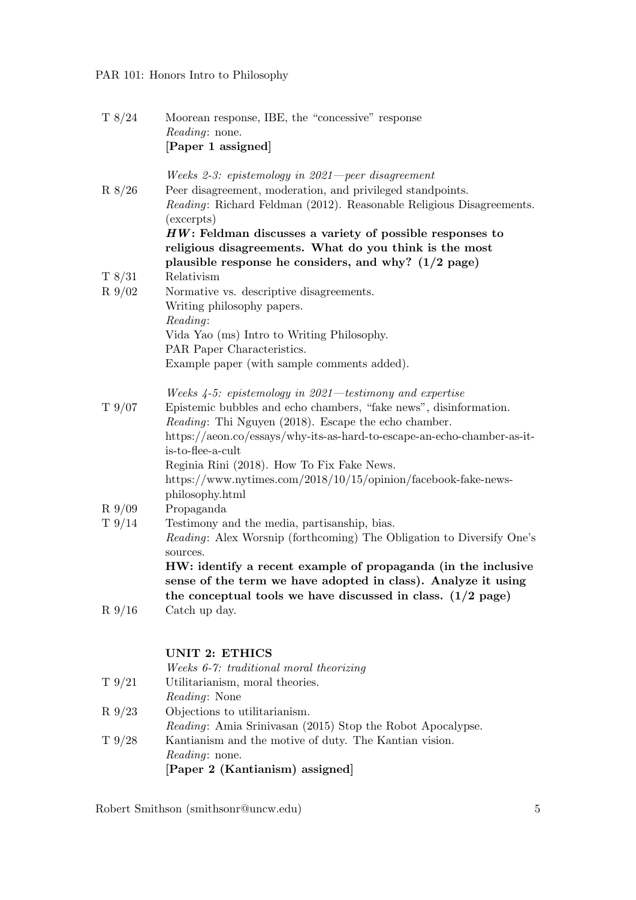| | |
|---|---|
| T 8/24 | Moorean response, IBE, the "concessive" response<br>*Reading*: none.<br>**[Paper 1 assigned]** |
| | *Weeks 2-3: epistemology in 2021—peer disagreement* |
| R 8/26 | Peer disagreement, moderation, and privileged standpoints.<br>*Reading*: Richard Feldman (2012). Reasonable Religious Disagreements. (excerpts)<br>***HW*: Feldman discusses a variety of possible responses to religious disagreements. What do you think is the most plausible response he considers, and why? (1/2 page)** |
| T 8/31 | Relativism |
| R 9/02 | Normative vs. descriptive disagreements.<br>Writing philosophy papers.<br>*Reading*:<br>Vida Yao (ms) Intro to Writing Philosophy.<br>PAR Paper Characteristics.<br>Example paper (with sample comments added). |
| | *Weeks 4-5: epistemology in 2021—testimony and expertise* |
| T 9/07 | Epistemic bubbles and echo chambers, "fake news", disinformation.<br>*Reading*: Thi Nguyen (2018). Escape the echo chamber.<br>https://aeon.co/essays/why-its-as-hard-to-escape-an-echo-chamber-as-it-is-to-flee-a-cult<br>Reginia Rini (2018). How To Fix Fake News.<br>https://www.nytimes.com/2018/10/15/opinion/facebook-fake-news-philosophy.html |
| R 9/09 | Propaganda |
| T 9/14 | Testimony and the media, partisanship, bias.<br>*Reading*: Alex Worsnip (forthcoming) The Obligation to Diversify One's sources.<br>**HW: identify a recent example of propaganda (in the inclusive sense of the term we have adopted in class). Analyze it using the conceptual tools we have discussed in class. (1/2 page)** |
| R 9/16 | Catch up day. |

**UNIT 2: ETHICS**

| | |
|---|---|
| | *Weeks 6-7: traditional moral theorizing* |
| T 9/21 | Utilitarianism, moral theories.<br>*Reading*: None |
| R 9/23 | Objections to utilitarianism.<br>*Reading*: Amia Srinivasan (2015) Stop the Robot Apocalypse. |
| T 9/28 | Kantianism and the motive of duty. The Kantian vision.<br>*Reading*: none.<br>**[Paper 2 (Kantianism) assigned]** |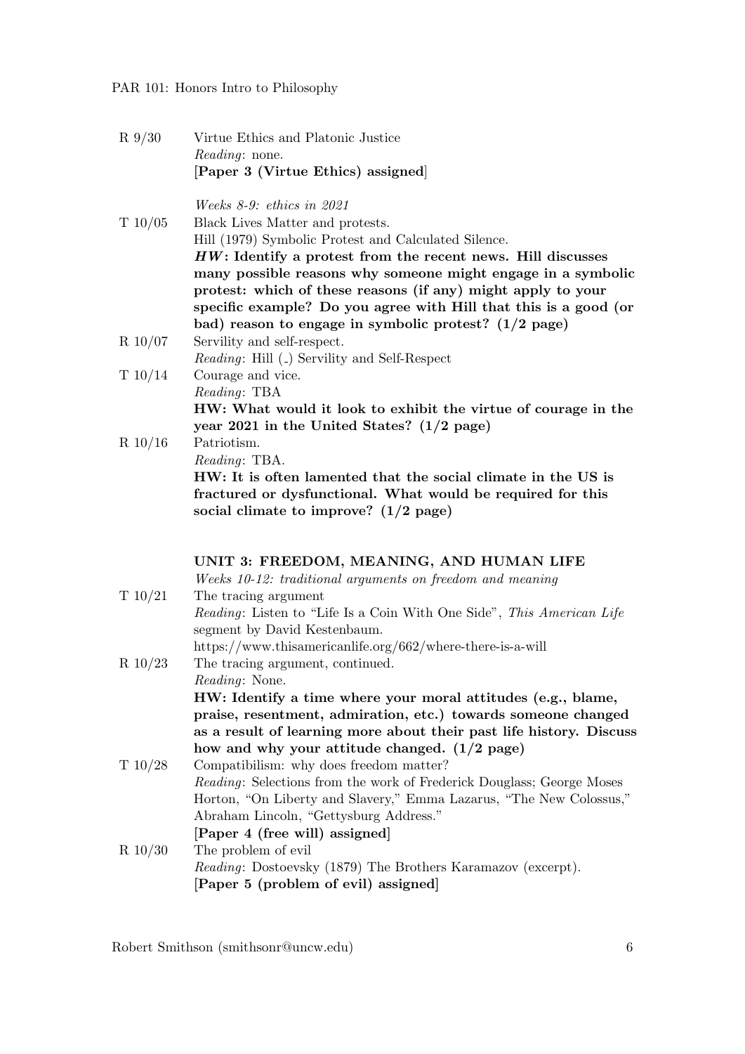R 9/30 Virtue Ethics and Platonic Justice
*Reading*: none.
**[Paper 3 (Virtue Ethics) assigned]**

*Weeks 8-9: ethics in 2021*

T 10/05 Black Lives Matter and protests.
Hill (1979) Symbolic Protest and Calculated Silence.
***HW*: Identify a protest from the recent news. Hill discusses many possible reasons why someone might engage in a symbolic protest: which of these reasons (if any) might apply to your specific example? Do you agree with Hill that this is a good (or bad) reason to engage in symbolic protest? (1/2 page)**

R 10/07 Servility and self-respect.
*Reading*: Hill (_) Servility and Self-Respect

T 10/14 Courage and vice.
*Reading*: TBA
**HW: What would it look to exhibit the virtue of courage in the year 2021 in the United States? (1/2 page)**

R 10/16 Patriotism.
*Reading*: TBA.
**HW: It is often lamented that the social climate in the US is fractured or dysfunctional. What would be required for this social climate to improve? (1/2 page)**

## UNIT 3: FREEDOM, MEANING, AND HUMAN LIFE

*Weeks 10-12: traditional arguments on freedom and meaning*

T 10/21 The tracing argument
*Reading*: Listen to "Life Is a Coin With One Side", *This American Life* segment by David Kestenbaum.
https://www.thisamericanlife.org/662/where-there-is-a-will

R 10/23 The tracing argument, continued.
*Reading*: None.
**HW: Identify a time where your moral attitudes (e.g., blame, praise, resentment, admiration, etc.) towards someone changed as a result of learning more about their past life history. Discuss how and why your attitude changed. (1/2 page)**

T 10/28 Compatibilism: why does freedom matter?
*Reading*: Selections from the work of Frederick Douglass; George Moses Horton, "On Liberty and Slavery," Emma Lazarus, "The New Colossus," Abraham Lincoln, "Gettysburg Address."
**[Paper 4 (free will) assigned]**

R 10/30 The problem of evil
*Reading*: Dostoevsky (1879) The Brothers Karamazov (excerpt).
**[Paper 5 (problem of evil) assigned]**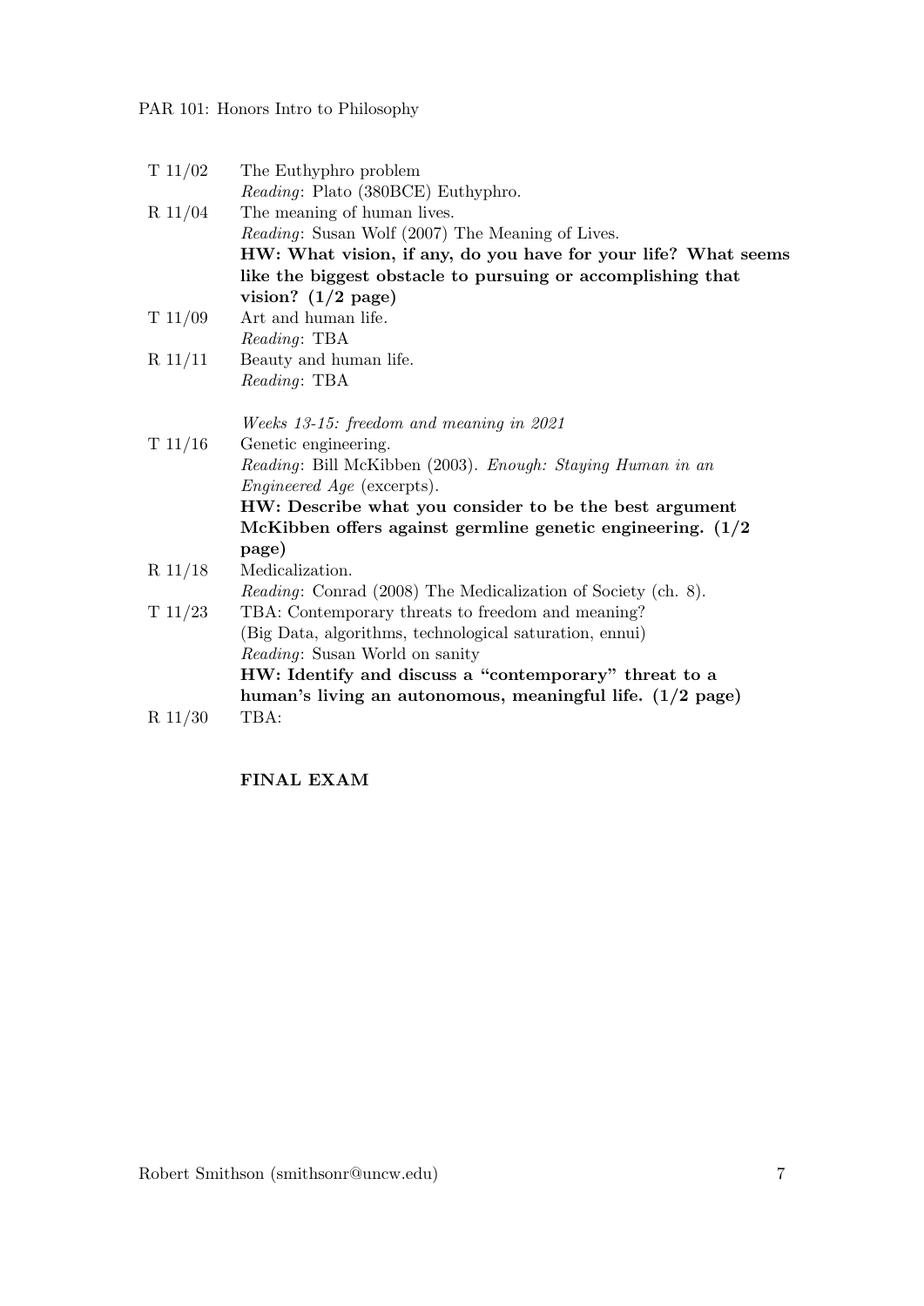| | |
|---|---|
| T 11/02 | The Euthyphro problem<br>*Reading*: Plato (380BCE) Euthyphro. |
| R 11/04 | The meaning of human lives.<br>*Reading*: Susan Wolf (2007) The Meaning of Lives.<br>**HW: What vision, if any, do you have for your life? What seems like the biggest obstacle to pursuing or accomplishing that vision? (1/2 page)** |
| T 11/09 | Art and human life.<br>*Reading*: TBA |
| R 11/11 | Beauty and human life.<br>*Reading*: TBA |
| | *Weeks 13-15: freedom and meaning in 2021* |
| T 11/16 | Genetic engineering.<br>*Reading*: Bill McKibben (2003). *Enough: Staying Human in an Engineered Age* (excerpts).<br>**HW: Describe what you consider to be the best argument McKibben offers against germline genetic engineering. (1/2 page)** |
| R 11/18 | Medicalization.<br>*Reading*: Conrad (2008) The Medicalization of Society (ch. 8). |
| T 11/23 | TBA: Contemporary threats to freedom and meaning?<br>(Big Data, algorithms, technological saturation, ennui)<br>*Reading*: Susan World on sanity<br>**HW: Identify and discuss a "contemporary" threat to a human's living an autonomous, meaningful life. (1/2 page)** |
| R 11/30 | TBA: |

**FINAL EXAM**